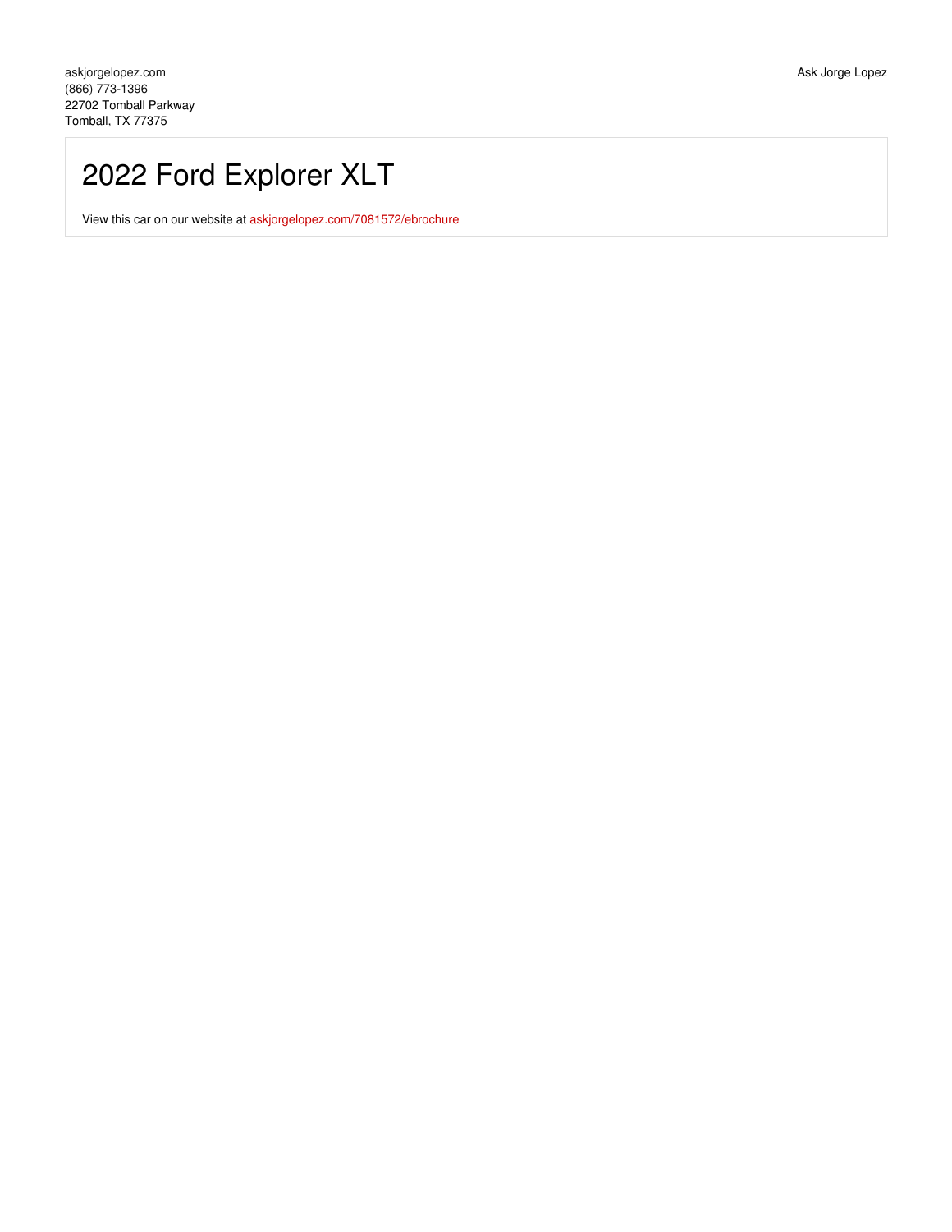askjorgelopez.com
(866) 773-1396
22702 Tomball Parkway
Tomball, TX 77375

Ask Jorge Lopez

# 2022 Ford Explorer XLT

View this car on our website at askjorgelopez.com/7081572/ebrochure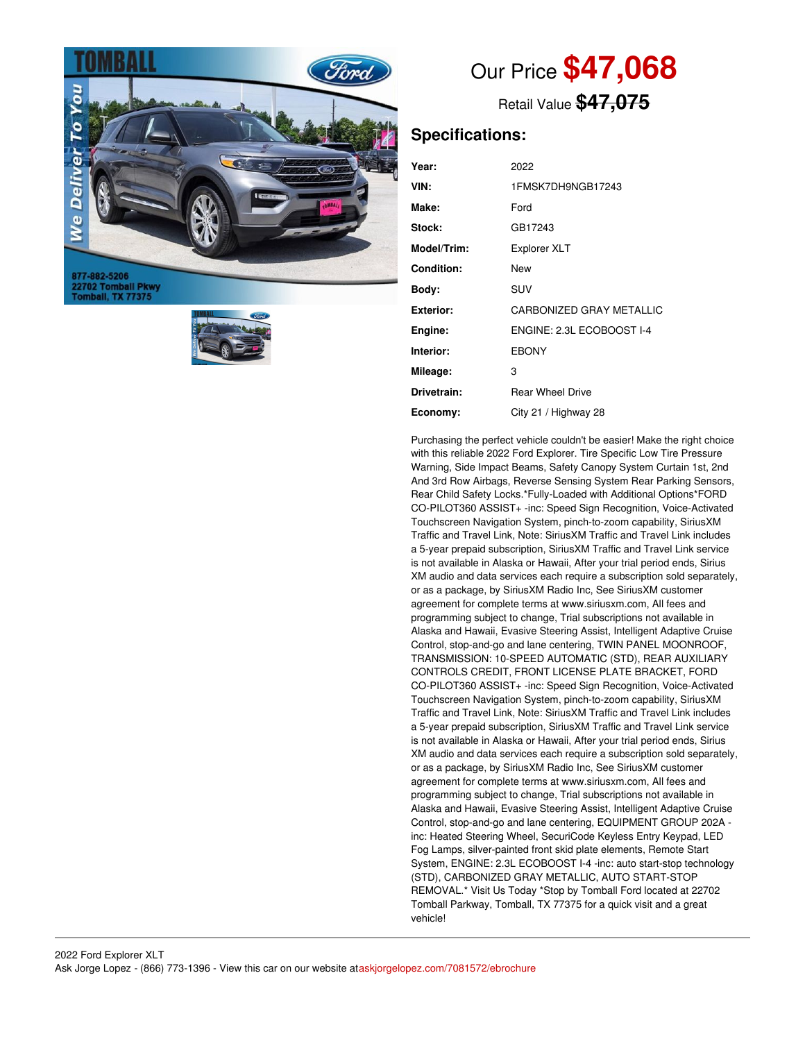Our Price **$47,068**

Retail Value ~~$47,075~~

## Specifications:

| | |
|---|---|
| **Year:** | 2022 |
| **VIN:** | 1FMSK7DH9NGB17243 |
| **Make:** | Ford |
| **Stock:** | GB17243 |
| **Model/Trim:** | Explorer XLT |
| **Condition:** | New |
| **Body:** | SUV |
| **Exterior:** | CARBONIZED GRAY METALLIC |
| **Engine:** | ENGINE: 2.3L ECOBOOST I-4 |
| **Interior:** | EBONY |
| **Mileage:** | 3 |
| **Drivetrain:** | Rear Wheel Drive |
| **Economy:** | City 21 / Highway 28 |

Purchasing the perfect vehicle couldn't be easier! Make the right choice with this reliable 2022 Ford Explorer. Tire Specific Low Tire Pressure Warning, Side Impact Beams, Safety Canopy System Curtain 1st, 2nd And 3rd Row Airbags, Reverse Sensing System Rear Parking Sensors, Rear Child Safety Locks.*Fully-Loaded with Additional Options*FORD CO-PILOT360 ASSIST+ -inc: Speed Sign Recognition, Voice-Activated Touchscreen Navigation System, pinch-to-zoom capability, SiriusXM Traffic and Travel Link, Note: SiriusXM Traffic and Travel Link includes a 5-year prepaid subscription, SiriusXM Traffic and Travel Link service is not available in Alaska or Hawaii, After your trial period ends, Sirius XM audio and data services each require a subscription sold separately, or as a package, by SiriusXM Radio Inc, See SiriusXM customer agreement for complete terms at www.siriusxm.com, All fees and programming subject to change, Trial subscriptions not available in Alaska and Hawaii, Evasive Steering Assist, Intelligent Adaptive Cruise Control, stop-and-go and lane centering, TWIN PANEL MOONROOF, TRANSMISSION: 10-SPEED AUTOMATIC (STD), REAR AUXILIARY CONTROLS CREDIT, FRONT LICENSE PLATE BRACKET, FORD CO-PILOT360 ASSIST+ -inc: Speed Sign Recognition, Voice-Activated Touchscreen Navigation System, pinch-to-zoom capability, SiriusXM Traffic and Travel Link, Note: SiriusXM Traffic and Travel Link includes a 5-year prepaid subscription, SiriusXM Traffic and Travel Link service is not available in Alaska or Hawaii, After your trial period ends, Sirius XM audio and data services each require a subscription sold separately, or as a package, by SiriusXM Radio Inc, See SiriusXM customer agreement for complete terms at www.siriusxm.com, All fees and programming subject to change, Trial subscriptions not available in Alaska and Hawaii, Evasive Steering Assist, Intelligent Adaptive Cruise Control, stop-and-go and lane centering, EQUIPMENT GROUP 202A -inc: Heated Steering Wheel, SecuriCode Keyless Entry Keypad, LED Fog Lamps, silver-painted front skid plate elements, Remote Start System, ENGINE: 2.3L ECOBOOST I-4 -inc: auto start-stop technology (STD), CARBONIZED GRAY METALLIC, AUTO START-STOP REMOVAL.* Visit Us Today *Stop by Tomball Ford located at 22702 Tomball Parkway, Tomball, TX 77375 for a quick visit and a great vehicle!

2022 Ford Explorer XLT
Ask Jorge Lopez - (866) 773-1396 - View this car on our website at askjorgelopez.com/7081572/ebrochure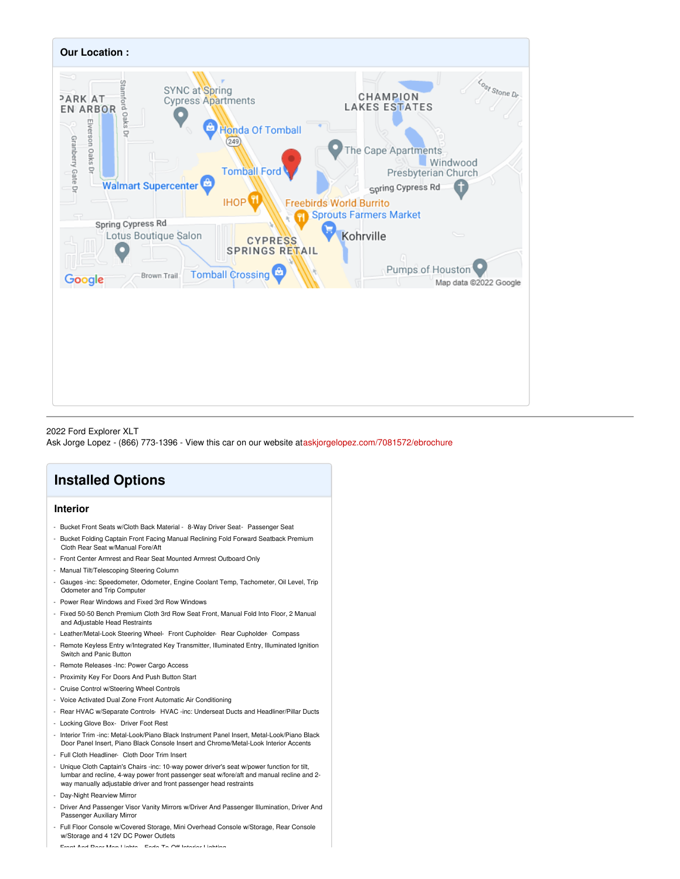## Our Location :

2022 Ford Explorer XLT
Ask Jorge Lopez - (866) 773-1396 - View this car on our website atas​kjorgelopez.com/7081572/ebrochure

## Installed Options

### Interior

- Bucket Front Seats w/Cloth Back Material - 8-Way Driver Seat- Passenger Seat
- Bucket Folding Captain Front Facing Manual Reclining Fold Forward Seatback Premium Cloth Rear Seat w/Manual Fore/Aft
- Front Center Armrest and Rear Seat Mounted Armrest Outboard Only
- Manual Tilt/Telescoping Steering Column
- Gauges -inc: Speedometer, Odometer, Engine Coolant Temp, Tachometer, Oil Level, Trip Odometer and Trip Computer
- Power Rear Windows and Fixed 3rd Row Windows
- Fixed 50-50 Bench Premium Cloth 3rd Row Seat Front, Manual Fold Into Floor, 2 Manual and Adjustable Head Restraints
- Leather/Metal-Look Steering Wheel- Front Cupholder- Rear Cupholder- Compass
- Remote Keyless Entry w/Integrated Key Transmitter, Illuminated Entry, Illuminated Ignition Switch and Panic Button
- Remote Releases -Inc: Power Cargo Access
- Proximity Key For Doors And Push Button Start
- Cruise Control w/Steering Wheel Controls
- Voice Activated Dual Zone Front Automatic Air Conditioning
- Rear HVAC w/Separate Controls- HVAC -inc: Underseat Ducts and Headliner/Pillar Ducts
- Locking Glove Box- Driver Foot Rest
- Interior Trim -inc: Metal-Look/Piano Black Instrument Panel Insert, Metal-Look/Piano Black Door Panel Insert, Piano Black Console Insert and Chrome/Metal-Look Interior Accents
- Full Cloth Headliner- Cloth Door Trim Insert
- Unique Cloth Captain's Chairs -inc: 10-way power driver's seat w/power function for tilt, lumbar and recline, 4-way power front passenger seat w/fore/aft and manual recline and 2-way manually adjustable driver and front passenger head restraints
- Day-Night Rearview Mirror
- Driver And Passenger Visor Vanity Mirrors w/Driver And Passenger Illumination, Driver And Passenger Auxiliary Mirror
- Full Floor Console w/Covered Storage, Mini Overhead Console w/Storage, Rear Console w/Storage and 4 12V DC Power Outlets
- Front And Rear Map Lights- Fade-To-Off Interior Lighting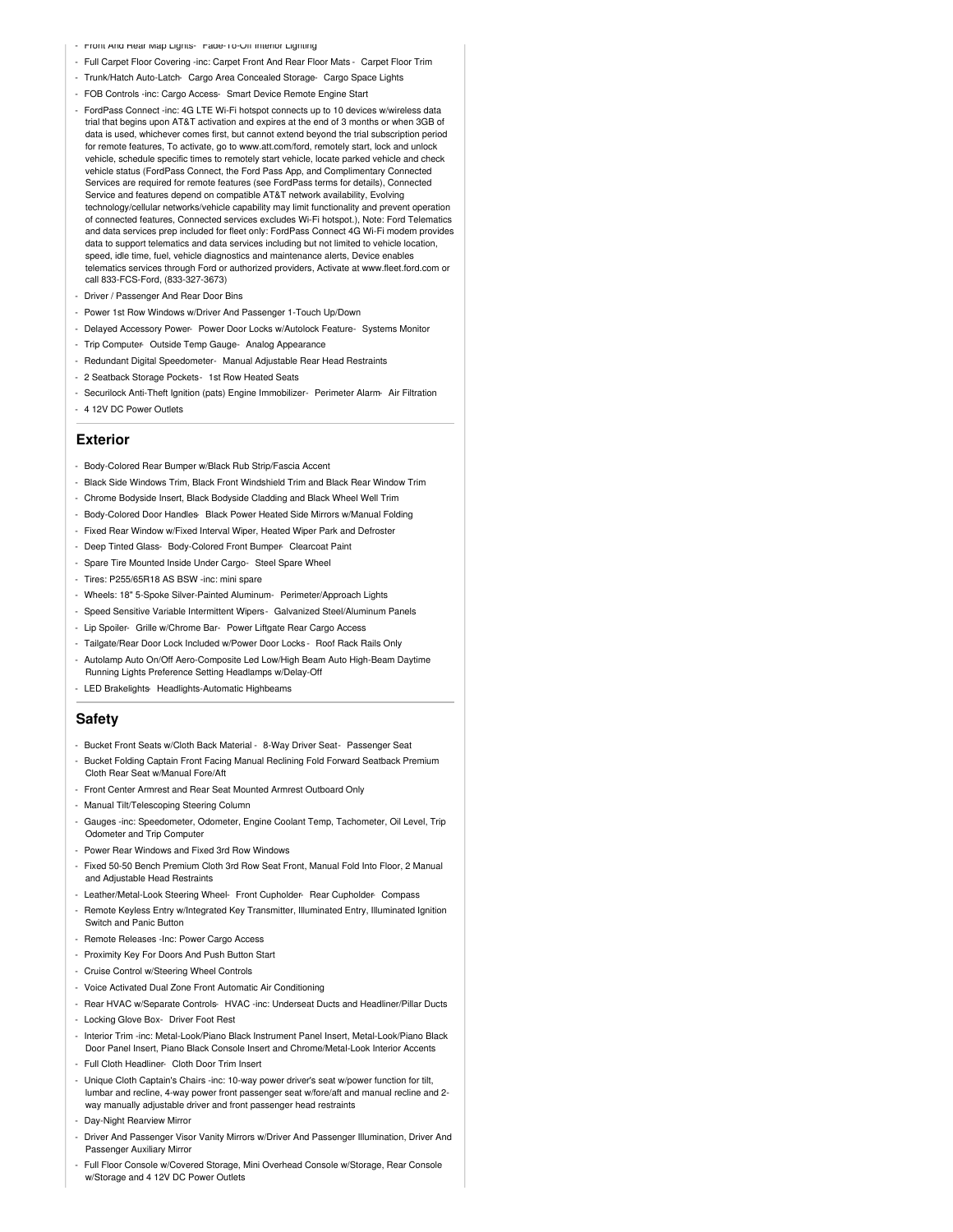- Front And Rear Map Lights- Fade-To-Off Interior Lighting
- Full Carpet Floor Covering -inc: Carpet Front And Rear Floor Mats - Carpet Floor Trim
- Trunk/Hatch Auto-Latch- Cargo Area Concealed Storage- Cargo Space Lights
- FOB Controls -inc: Cargo Access- Smart Device Remote Engine Start
- FordPass Connect -inc: 4G LTE Wi-Fi hotspot connects up to 10 devices w/wireless data trial that begins upon AT&T activation and expires at the end of 3 months or when 3GB of data is used, whichever comes first, but cannot extend beyond the trial subscription period for remote features, To activate, go to www.att.com/ford, remotely start, lock and unlock vehicle, schedule specific times to remotely start vehicle, locate parked vehicle and check vehicle status (FordPass Connect, the Ford Pass App, and Complimentary Connected Services are required for remote features (see FordPass terms for details), Connected Service and features depend on compatible AT&T network availability, Evolving technology/cellular networks/vehicle capability may limit functionality and prevent operation of connected features, Connected services excludes Wi-Fi hotspot.), Note: Ford Telematics and data services prep included for fleet only: FordPass Connect 4G Wi-Fi modem provides data to support telematics and data services including but not limited to vehicle location, speed, idle time, fuel, vehicle diagnostics and maintenance alerts, Device enables telematics services through Ford or authorized providers, Activate at www.fleet.ford.com or call 833-FCS-Ford, (833-327-3673)
- Driver / Passenger And Rear Door Bins
- Power 1st Row Windows w/Driver And Passenger 1-Touch Up/Down
- Delayed Accessory Power- Power Door Locks w/Autolock Feature- Systems Monitor
- Trip Computer- Outside Temp Gauge- Analog Appearance
- Redundant Digital Speedometer- Manual Adjustable Rear Head Restraints
- 2 Seatback Storage Pockets- 1st Row Heated Seats
- Securilock Anti-Theft Ignition (pats) Engine Immobilizer- Perimeter Alarm- Air Filtration
- 4 12V DC Power Outlets

## Exterior

- Body-Colored Rear Bumper w/Black Rub Strip/Fascia Accent
- Black Side Windows Trim, Black Front Windshield Trim and Black Rear Window Trim
- Chrome Bodyside Insert, Black Bodyside Cladding and Black Wheel Well Trim
- Body-Colored Door Handles- Black Power Heated Side Mirrors w/Manual Folding
- Fixed Rear Window w/Fixed Interval Wiper, Heated Wiper Park and Defroster
- Deep Tinted Glass- Body-Colored Front Bumper- Clearcoat Paint
- Spare Tire Mounted Inside Under Cargo- Steel Spare Wheel
- Tires: P255/65R18 AS BSW -inc: mini spare
- Wheels: 18" 5-Spoke Silver-Painted Aluminum- Perimeter/Approach Lights
- Speed Sensitive Variable Intermittent Wipers- Galvanized Steel/Aluminum Panels
- Lip Spoiler- Grille w/Chrome Bar- Power Liftgate Rear Cargo Access
- Tailgate/Rear Door Lock Included w/Power Door Locks - Roof Rack Rails Only
- Autolamp Auto On/Off Aero-Composite Led Low/High Beam Auto High-Beam Daytime Running Lights Preference Setting Headlamps w/Delay-Off
- LED Brakelights- Headlights-Automatic Highbeams

## Safety

- Bucket Front Seats w/Cloth Back Material - 8-Way Driver Seat- Passenger Seat
- Bucket Folding Captain Front Facing Manual Reclining Fold Forward Seatback Premium Cloth Rear Seat w/Manual Fore/Aft
- Front Center Armrest and Rear Seat Mounted Armrest Outboard Only
- Manual Tilt/Telescoping Steering Column
- Gauges -inc: Speedometer, Odometer, Engine Coolant Temp, Tachometer, Oil Level, Trip Odometer and Trip Computer
- Power Rear Windows and Fixed 3rd Row Windows
- Fixed 50-50 Bench Premium Cloth 3rd Row Seat Front, Manual Fold Into Floor, 2 Manual and Adjustable Head Restraints
- Leather/Metal-Look Steering Wheel- Front Cupholder- Rear Cupholder- Compass
- Remote Keyless Entry w/Integrated Key Transmitter, Illuminated Entry, Illuminated Ignition Switch and Panic Button
- Remote Releases -Inc: Power Cargo Access
- Proximity Key For Doors And Push Button Start
- Cruise Control w/Steering Wheel Controls
- Voice Activated Dual Zone Front Automatic Air Conditioning
- Rear HVAC w/Separate Controls- HVAC -inc: Underseat Ducts and Headliner/Pillar Ducts
- Locking Glove Box- Driver Foot Rest
- Interior Trim -inc: Metal-Look/Piano Black Instrument Panel Insert, Metal-Look/Piano Black Door Panel Insert, Piano Black Console Insert and Chrome/Metal-Look Interior Accents
- Full Cloth Headliner- Cloth Door Trim Insert
- Unique Cloth Captain's Chairs -inc: 10-way power driver's seat w/power function for tilt, lumbar and recline, 4-way power front passenger seat w/fore/aft and manual recline and 2-way manually adjustable driver and front passenger head restraints
- Day-Night Rearview Mirror
- Driver And Passenger Visor Vanity Mirrors w/Driver And Passenger Illumination, Driver And Passenger Auxiliary Mirror
- Full Floor Console w/Covered Storage, Mini Overhead Console w/Storage, Rear Console w/Storage and 4 12V DC Power Outlets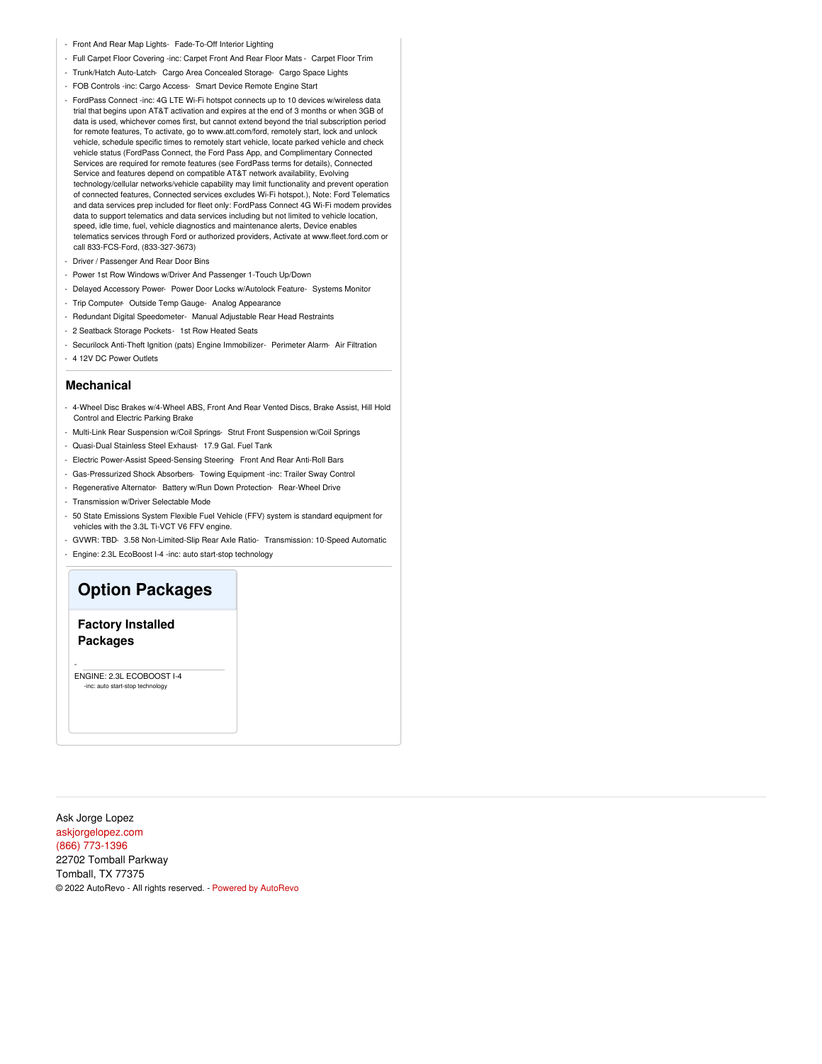- Front And Rear Map Lights- Fade-To-Off Interior Lighting
- Full Carpet Floor Covering -inc: Carpet Front And Rear Floor Mats - Carpet Floor Trim
- Trunk/Hatch Auto-Latch- Cargo Area Concealed Storage- Cargo Space Lights
- FOB Controls -inc: Cargo Access- Smart Device Remote Engine Start
- FordPass Connect -inc: 4G LTE Wi-Fi hotspot connects up to 10 devices w/wireless data trial that begins upon AT&T activation and expires at the end of 3 months or when 3GB of data is used, whichever comes first, but cannot extend beyond the trial subscription period for remote features, To activate, go to www.att.com/ford, remotely start, lock and unlock vehicle, schedule specific times to remotely start vehicle, locate parked vehicle and check vehicle status (FordPass Connect, the Ford Pass App, and Complimentary Connected Services are required for remote features (see FordPass terms for details), Connected Service and features depend on compatible AT&T network availability, Evolving technology/cellular networks/vehicle capability may limit functionality and prevent operation of connected features, Connected services excludes Wi-Fi hotspot.), Note: Ford Telematics and data services prep included for fleet only: FordPass Connect 4G Wi-Fi modem provides data to support telematics and data services including but not limited to vehicle location, speed, idle time, fuel, vehicle diagnostics and maintenance alerts, Device enables telematics services through Ford or authorized providers, Activate at www.fleet.ford.com or call 833-FCS-Ford, (833-327-3673)
- Driver / Passenger And Rear Door Bins
- Power 1st Row Windows w/Driver And Passenger 1-Touch Up/Down
- Delayed Accessory Power- Power Door Locks w/Autolock Feature- Systems Monitor
- Trip Computer- Outside Temp Gauge- Analog Appearance
- Redundant Digital Speedometer- Manual Adjustable Rear Head Restraints
- 2 Seatback Storage Pockets- 1st Row Heated Seats
- Securilock Anti-Theft Ignition (pats) Engine Immobilizer- Perimeter Alarm- Air Filtration
- 4 12V DC Power Outlets

## Mechanical

- 4-Wheel Disc Brakes w/4-Wheel ABS, Front And Rear Vented Discs, Brake Assist, Hill Hold Control and Electric Parking Brake
- Multi-Link Rear Suspension w/Coil Springs- Strut Front Suspension w/Coil Springs
- Quasi-Dual Stainless Steel Exhaust- 17.9 Gal. Fuel Tank
- Electric Power-Assist Speed-Sensing Steering- Front And Rear Anti-Roll Bars
- Gas-Pressurized Shock Absorbers- Towing Equipment -inc: Trailer Sway Control
- Regenerative Alternator- Battery w/Run Down Protection- Rear-Wheel Drive
- Transmission w/Driver Selectable Mode
- 50 State Emissions System Flexible Fuel Vehicle (FFV) system is standard equipment for vehicles with the 3.3L Ti-VCT V6 FFV engine.
- GVWR: TBD- 3.58 Non-Limited-Slip Rear Axle Ratio- Transmission: 10-Speed Automatic
- Engine: 2.3L EcoBoost I-4 -inc: auto start-stop technology

## Option Packages

### Factory Installed Packages

-

ENGINE: 2.3L ECOBOOST I-4
-inc: auto start-stop technology

Ask Jorge Lopez
askjorgelopez.com
(866) 773-1396
22702 Tomball Parkway
Tomball, TX 77375
© 2022 AutoRevo - All rights reserved. - Powered by AutoRevo